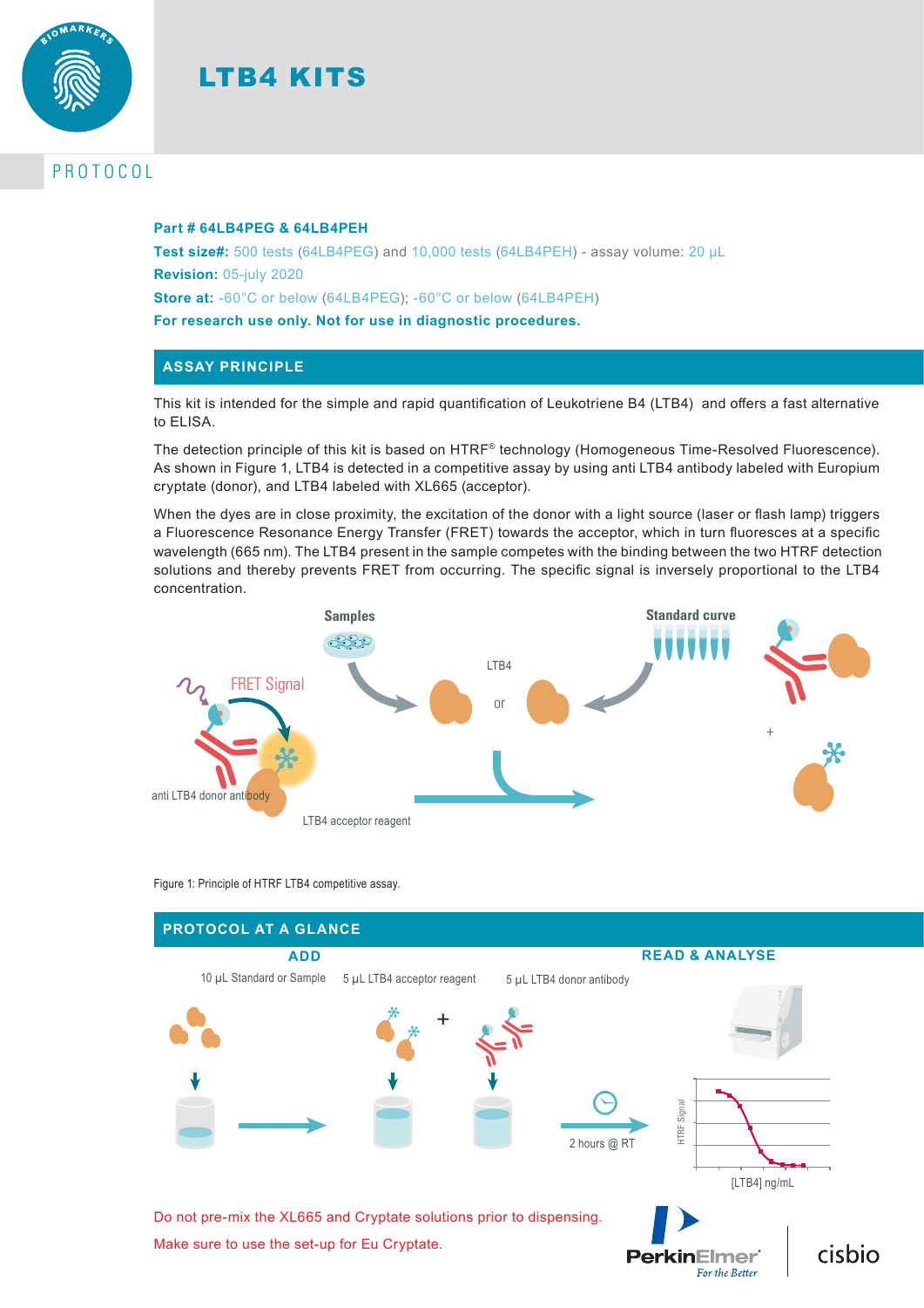# LTB4 KITS

PROTOCOL

**Part # 64LB4PEG & 64LB4PEH**

**Test size#:** 500 tests (64LB4PEG) and 10,000 tests (64LB4PEH) - assay volume: 20 µL

**Revision:** 05-july 2020

**Store at:** -60°C or below (64LB4PEG); -60°C or below (64LB4PEH)

**For research use only. Not for use in diagnostic procedures.**

## ASSAY PRINCIPLE

This kit is intended for the simple and rapid quantification of Leukotriene B4 (LTB4) and offers a fast alternative to ELISA.

The detection principle of this kit is based on HTRF® technology (Homogeneous Time-Resolved Fluorescence). As shown in Figure 1, LTB4 is detected in a competitive assay by using anti LTB4 antibody labeled with Europium cryptate (donor), and LTB4 labeled with XL665 (acceptor).

When the dyes are in close proximity, the excitation of the donor with a light source (laser or flash lamp) triggers a Fluorescence Resonance Energy Transfer (FRET) towards the acceptor, which in turn fluoresces at a specific wavelength (665 nm). The LTB4 present in the sample competes with the binding between the two HTRF detection solutions and thereby prevents FRET from occurring. The specific signal is inversely proportional to the LTB4 concentration.

Samples | Standard curve | LTB4 or | FRET Signal | anti LTB4 donor antibody | LTB4 acceptor reagent

Figure 1: Principle of HTRF LTB4 competitive assay.

## PROTOCOL AT A GLANCE

**ADD**

10 µL Standard or Sample | 5 µL LTB4 acceptor reagent | 5 µL LTB4 donor antibody

2 hours @ RT

**READ & ANALYSE**

HTRF Signal | [LTB4] ng/mL

Do not pre-mix the XL665 and Cryptate solutions prior to dispensing.

Make sure to use the set-up for Eu Cryptate.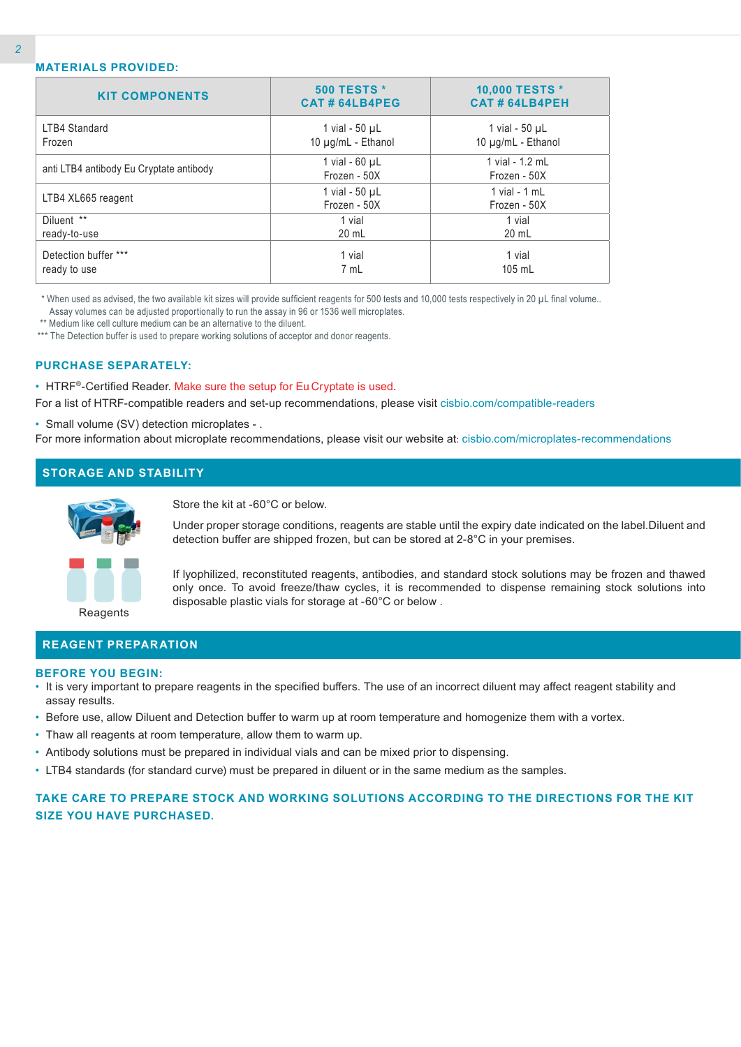## MATERIALS PROVIDED:

| KIT COMPONENTS | 500 TESTS * CAT # 64LB4PEG | 10,000 TESTS * CAT # 64LB4PEH |
|---|---|---|
| LTB4 Standard Frozen | 1 vial - 50 µL 10 µg/mL - Ethanol | 1 vial - 50 µL 10 µg/mL - Ethanol |
| anti LTB4 antibody Eu Cryptate antibody | 1 vial - 60 µL Frozen - 50X | 1 vial - 1.2 mL Frozen - 50X |
| LTB4 XL665 reagent | 1 vial - 50 µL Frozen - 50X | 1 vial - 1 mL Frozen - 50X |
| Diluent ** ready-to-use | 1 vial 20 mL | 1 vial 20 mL |
| Detection buffer *** ready to use | 1 vial 7 mL | 1 vial 105 mL |

* When used as advised, the two available kit sizes will provide sufficient reagents for 500 tests and 10,000 tests respectively in 20 µL final volume.. Assay volumes can be adjusted proportionally to run the assay in 96 or 1536 well microplates.

** Medium like cell culture medium can be an alternative to the diluent.

*** The Detection buffer is used to prepare working solutions of acceptor and donor reagents.

## PURCHASE SEPARATELY:

- HTRF®-Certified Reader. Make sure the setup for Eu Cryptate is used.

For a list of HTRF-compatible readers and set-up recommendations, please visit cisbio.com/compatible-readers

- Small volume (SV) detection microplates - .

For more information about microplate recommendations, please visit our website at: cisbio.com/microplates-recommendations

## STORAGE AND STABILITY

Store the kit at -60°C or below.

Under proper storage conditions, reagents are stable until the expiry date indicated on the label.Diluent and detection buffer are shipped frozen, but can be stored at 2-8°C in your premises.

Reagents

If lyophilized, reconstituted reagents, antibodies, and standard stock solutions may be frozen and thawed only once. To avoid freeze/thaw cycles, it is recommended to dispense remaining stock solutions into disposable plastic vials for storage at -60°C or below .

## REAGENT PREPARATION

### BEFORE YOU BEGIN:

- It is very important to prepare reagents in the specified buffers. The use of an incorrect diluent may affect reagent stability and assay results.
- Before use, allow Diluent and Detection buffer to warm up at room temperature and homogenize them with a vortex.
- Thaw all reagents at room temperature, allow them to warm up.
- Antibody solutions must be prepared in individual vials and can be mixed prior to dispensing.
- LTB4 standards (for standard curve) must be prepared in diluent or in the same medium as the samples.

### TAKE CARE TO PREPARE STOCK AND WORKING SOLUTIONS ACCORDING TO THE DIRECTIONS FOR THE KIT SIZE YOU HAVE PURCHASED.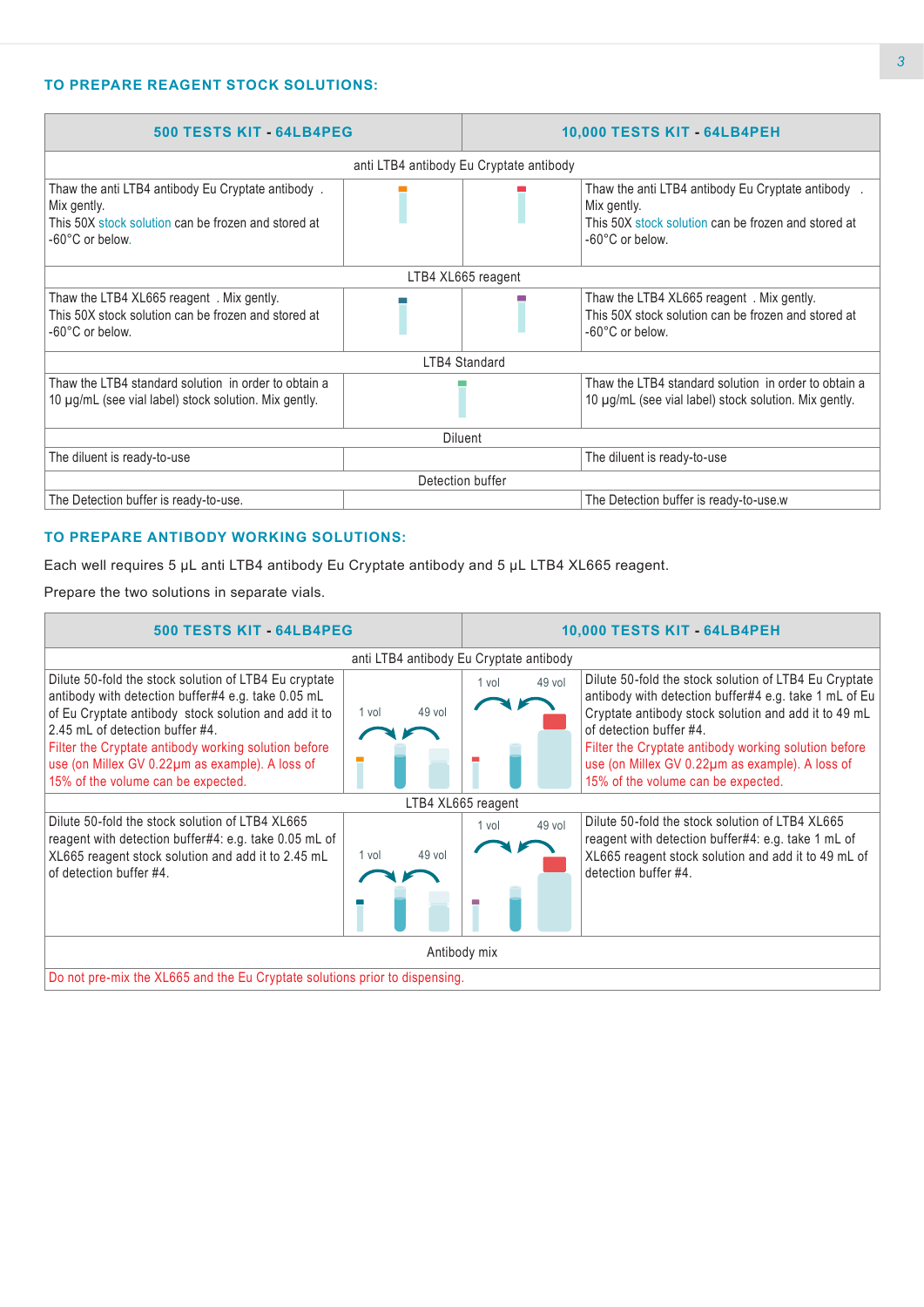## TO PREPARE REAGENT STOCK SOLUTIONS:

| 500 TESTS KIT - 64LB4PEG | | | 10,000 TESTS KIT - 64LB4PEH |
|---|---|---|---|
| anti LTB4 antibody Eu Cryptate antibody | | | |
| Thaw the anti LTB4 antibody Eu Cryptate antibody . Mix gently. This 50X stock solution can be frozen and stored at -60°C or below. | | | Thaw the anti LTB4 antibody Eu Cryptate antibody . Mix gently. This 50X stock solution can be frozen and stored at -60°C or below. |
| LTB4 XL665 reagent | | | |
| Thaw the LTB4 XL665 reagent . Mix gently. This 50X stock solution can be frozen and stored at -60°C or below. | | | Thaw the LTB4 XL665 reagent . Mix gently. This 50X stock solution can be frozen and stored at -60°C or below. |
| LTB4 Standard | | | |
| Thaw the LTB4 standard solution in order to obtain a 10 µg/mL (see vial label) stock solution. Mix gently. | | | Thaw the LTB4 standard solution in order to obtain a 10 µg/mL (see vial label) stock solution. Mix gently. |
| Diluent | | | |
| The diluent is ready-to-use | | | The diluent is ready-to-use |
| Detection buffer | | | |
| The Detection buffer is ready-to-use. | | | The Detection buffer is ready-to-use.w |

## TO PREPARE ANTIBODY WORKING SOLUTIONS:

Each well requires 5 µL anti LTB4 antibody Eu Cryptate antibody and 5 µL LTB4 XL665 reagent.

Prepare the two solutions in separate vials.

| 500 TESTS KIT - 64LB4PEG | | | 10,000 TESTS KIT - 64LB4PEH |
|---|---|---|---|
| anti LTB4 antibody Eu Cryptate antibody | | | |
| Dilute 50-fold the stock solution of LTB4 Eu cryptate antibody with detection buffer#4 e.g. take 0.05 mL of Eu Cryptate antibody stock solution and add it to 2.45 mL of detection buffer #4. Filter the Cryptate antibody working solution before use (on Millex GV 0.22µm as example). A loss of 15% of the volume can be expected. | 1 vol 49 vol | 1 vol 49 vol | Dilute 50-fold the stock solution of LTB4 Eu Cryptate antibody with detection buffer#4 e.g. take 1 mL of Eu Cryptate antibody stock solution and add it to 49 mL of detection buffer #4. Filter the Cryptate antibody working solution before use (on Millex GV 0.22µm as example). A loss of 15% of the volume can be expected. |
| LTB4 XL665 reagent | | | |
| Dilute 50-fold the stock solution of LTB4 XL665 reagent with detection buffer#4: e.g. take 0.05 mL of XL665 reagent stock solution and add it to 2.45 mL of detection buffer #4. | 1 vol 49 vol | 1 vol 49 vol | Dilute 50-fold the stock solution of LTB4 XL665 reagent with detection buffer#4: e.g. take 1 mL of XL665 reagent stock solution and add it to 49 mL of detection buffer #4. |
| Antibody mix | | | |
| Do not pre-mix the XL665 and the Eu Cryptate solutions prior to dispensing. | | | |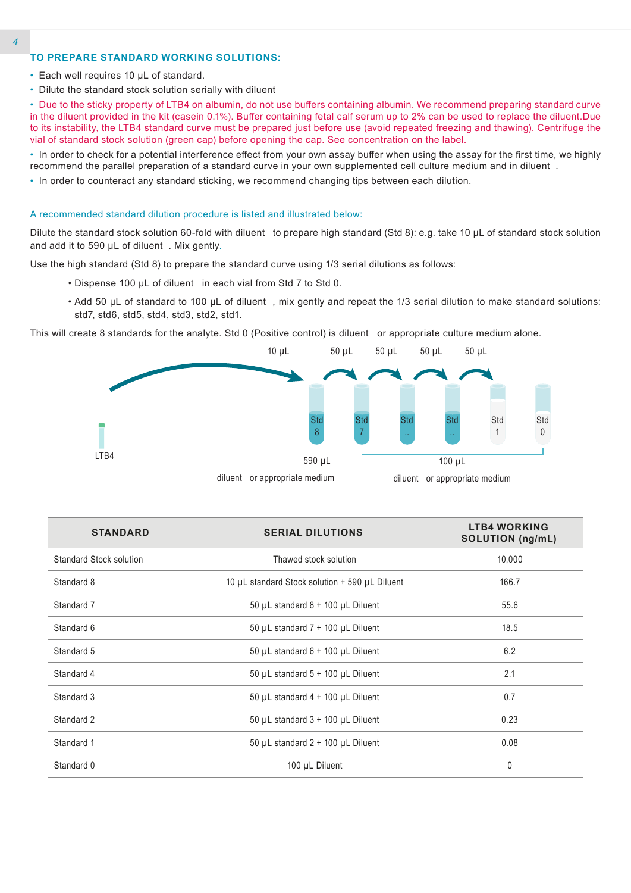## TO PREPARE STANDARD WORKING SOLUTIONS:

- Each well requires 10 µL of standard.
- Dilute the standard stock solution serially with diluent
- Due to the sticky property of LTB4 on albumin, do not use buffers containing albumin. We recommend preparing standard curve in the diluent provided in the kit (casein 0.1%). Buffer containing fetal calf serum up to 2% can be used to replace the diluent.Due to its instability, the LTB4 standard curve must be prepared just before use (avoid repeated freezing and thawing). Centrifuge the vial of standard stock solution (green cap) before opening the cap. See concentration on the label.
- In order to check for a potential interference effect from your own assay buffer when using the assay for the first time, we highly recommend the parallel preparation of a standard curve in your own supplemented cell culture medium and in diluent .
- In order to counteract any standard sticking, we recommend changing tips between each dilution.

A recommended standard dilution procedure is listed and illustrated below:

Dilute the standard stock solution 60-fold with diluent to prepare high standard (Std 8): e.g. take 10 µL of standard stock solution and add it to 590 µL of diluent . Mix gently.

Use the high standard (Std 8) to prepare the standard curve using 1/3 serial dilutions as follows:

- Dispense 100 µL of diluent in each vial from Std 7 to Std 0.
- Add 50 µL of standard to 100 µL of diluent , mix gently and repeat the 1/3 serial dilution to make standard solutions: std7, std6, std5, std4, std3, std2, std1.

This will create 8 standards for the analyte. Std 0 (Positive control) is diluent or appropriate culture medium alone.

10 µL 50 µL 50 µL 50 µL 50 µL

LTB4 Std 8 Std 7 Std .. Std .. Std 1 Std 0

590 µL diluent or appropriate medium

100 µL diluent or appropriate medium

| STANDARD | SERIAL DILUTIONS | LTB4 WORKING SOLUTION (ng/mL) |
|---|---|---|
| Standard Stock solution | Thawed stock solution | 10,000 |
| Standard 8 | 10 µL standard Stock solution + 590 µL Diluent | 166.7 |
| Standard 7 | 50 µL standard 8 + 100 µL Diluent | 55.6 |
| Standard 6 | 50 µL standard 7 + 100 µL Diluent | 18.5 |
| Standard 5 | 50 µL standard 6 + 100 µL Diluent | 6.2 |
| Standard 4 | 50 µL standard 5 + 100 µL Diluent | 2.1 |
| Standard 3 | 50 µL standard 4 + 100 µL Diluent | 0.7 |
| Standard 2 | 50 µL standard 3 + 100 µL Diluent | 0.23 |
| Standard 1 | 50 µL standard 2 + 100 µL Diluent | 0.08 |
| Standard 0 | 100 µL Diluent | 0 |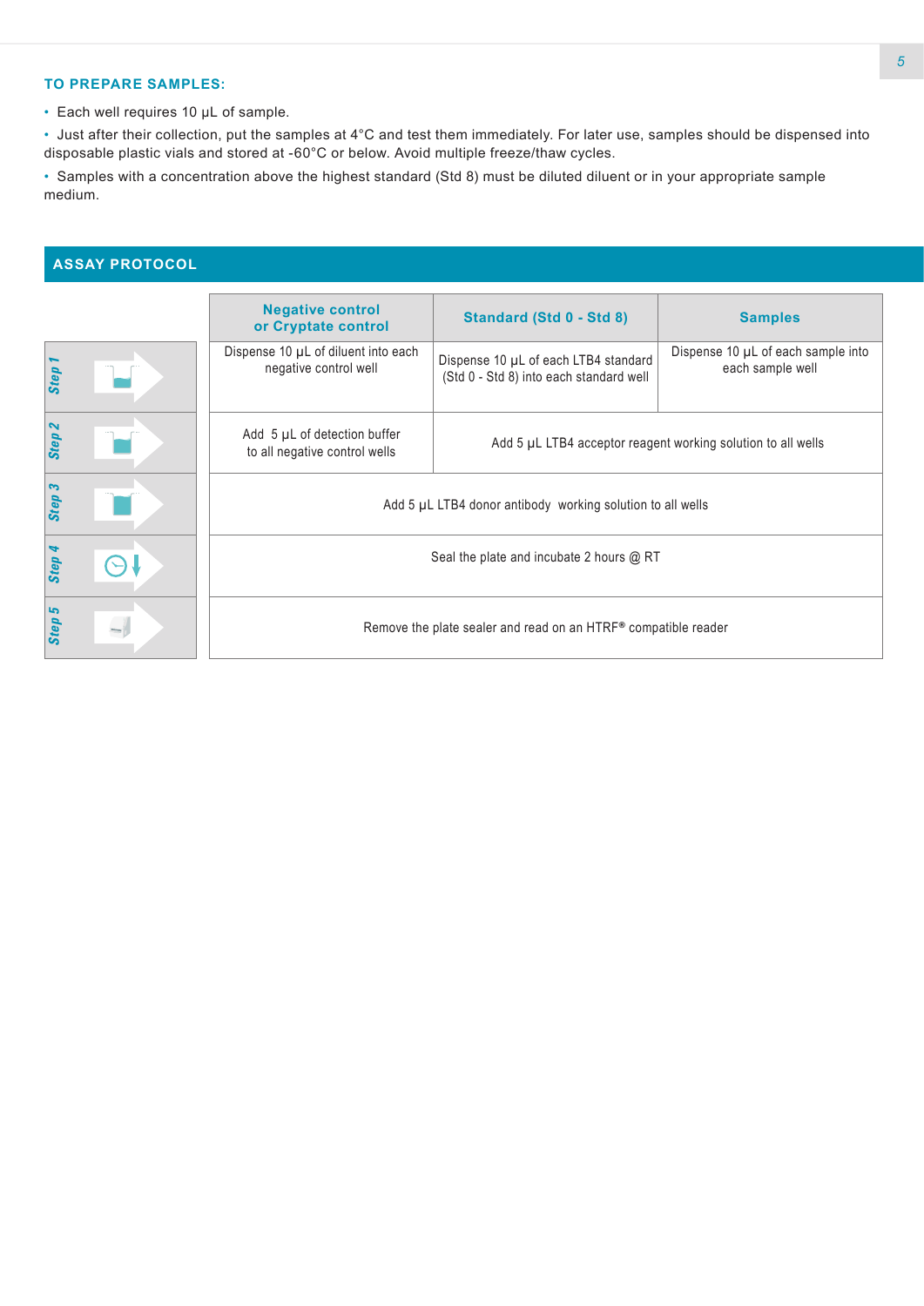### TO PREPARE SAMPLES:

- Each well requires 10 µL of sample.
- Just after their collection, put the samples at 4°C and test them immediately. For later use, samples should be dispensed into disposable plastic vials and stored at -60°C or below. Avoid multiple freeze/thaw cycles.
- Samples with a concentration above the highest standard (Std 8) must be diluted diluent or in your appropriate sample medium.

## ASSAY PROTOCOL

| | Negative control or Cryptate control | Standard (Std 0 - Std 8) | Samples |
|---|---|---|---|
| Step 1 | Dispense 10 µL of diluent into each negative control well | Dispense 10 µL of each LTB4 standard (Std 0 - Std 8) into each standard well | Dispense 10 µL of each sample into each sample well |
| Step 2 | Add 5 µL of detection buffer to all negative control wells | Add 5 µL LTB4 acceptor reagent working solution to all wells | |
| Step 3 | Add 5 µL LTB4 donor antibody working solution to all wells | | |
| Step 4 | Seal the plate and incubate 2 hours @ RT | | |
| Step 5 | Remove the plate sealer and read on an HTRF® compatible reader | | |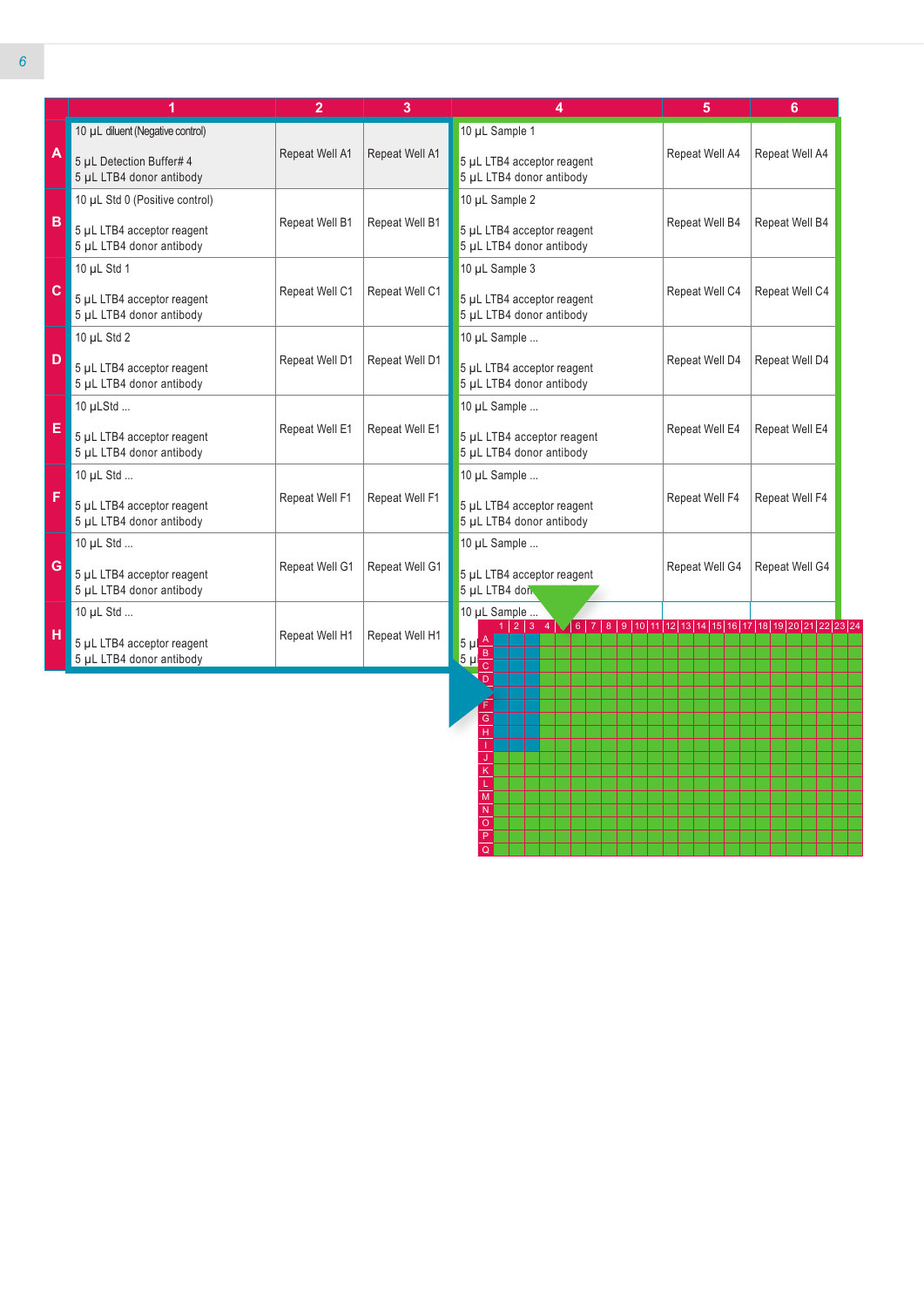| | 1 | 2 | 3 | 4 | 5 | 6 |
|---|---|---|---|---|---|---|
| A | 10 µL diluent (Negative control)<br><br>5 µL Detection Buffer# 4<br>5 µL LTB4 donor antibody | Repeat Well A1 | Repeat Well A1 | 10 µL Sample 1<br><br>5 µL LTB4 acceptor reagent<br>5 µL LTB4 donor antibody | Repeat Well A4 | Repeat Well A4 |
| B | 10 µL Std 0 (Positive control)<br><br>5 µL LTB4 acceptor reagent<br>5 µL LTB4 donor antibody | Repeat Well B1 | Repeat Well B1 | 10 µL Sample 2<br><br>5 µL LTB4 acceptor reagent<br>5 µL LTB4 donor antibody | Repeat Well B4 | Repeat Well B4 |
| C | 10 µL Std 1<br><br>5 µL LTB4 acceptor reagent<br>5 µL LTB4 donor antibody | Repeat Well C1 | Repeat Well C1 | 10 µL Sample 3<br><br>5 µL LTB4 acceptor reagent<br>5 µL LTB4 donor antibody | Repeat Well C4 | Repeat Well C4 |
| D | 10 µL Std 2<br><br>5 µL LTB4 acceptor reagent<br>5 µL LTB4 donor antibody | Repeat Well D1 | Repeat Well D1 | 10 µL Sample ...<br><br>5 µL LTB4 acceptor reagent<br>5 µL LTB4 donor antibody | Repeat Well D4 | Repeat Well D4 |
| E | 10 µLStd ...<br><br>5 µL LTB4 acceptor reagent<br>5 µL LTB4 donor antibody | Repeat Well E1 | Repeat Well E1 | 10 µL Sample ...<br><br>5 µL LTB4 acceptor reagent<br>5 µL LTB4 donor antibody | Repeat Well E4 | Repeat Well E4 |
| F | 10 µL Std ...<br><br>5 µL LTB4 acceptor reagent<br>5 µL LTB4 donor antibody | Repeat Well F1 | Repeat Well F1 | 10 µL Sample ...<br><br>5 µL LTB4 acceptor reagent<br>5 µL LTB4 donor antibody | Repeat Well F4 | Repeat Well F4 |
| G | 10 µL Std ...<br><br>5 µL LTB4 acceptor reagent<br>5 µL LTB4 donor antibody | Repeat Well G1 | Repeat Well G1 | 10 µL Sample ...<br><br>5 µL LTB4 acceptor reagent<br>5 µL LTB4 donor antibody | Repeat Well G4 | Repeat Well G4 |
| H | 10 µL Std ...<br><br>5 µL LTB4 acceptor reagent<br>5 µL LTB4 donor antibody | Repeat Well H1 | Repeat Well H1 | 10 µL Sample ...<br><br>5 µL LTB4 acceptor reagent<br>5 µL LTB4 donor antibody | | |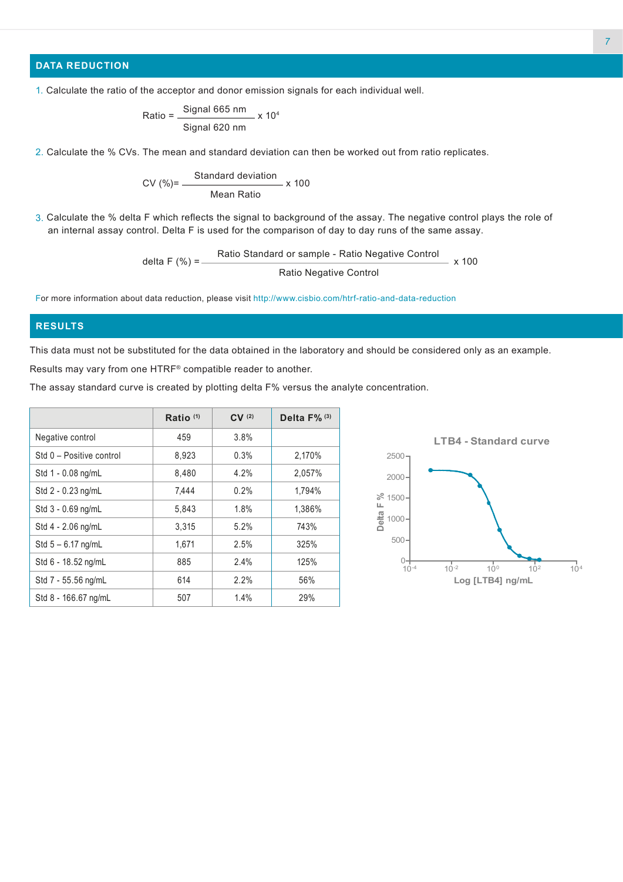## DATA REDUCTION

1. Calculate the ratio of the acceptor and donor emission signals for each individual well.

$$\text{Ratio} = \frac{\text{Signal 665 nm}}{\text{Signal 620 nm}} \times 10^4$$

2. Calculate the % CVs. The mean and standard deviation can then be worked out from ratio replicates.

$$\text{CV (\%)} = \frac{\text{Standard deviation}}{\text{Mean Ratio}} \times 100$$

3. Calculate the % delta F which reflects the signal to background of the assay. The negative control plays the role of an internal assay control. Delta F is used for the comparison of day to day runs of the same assay.

$$\text{delta F (\%)} = \frac{\text{Ratio Standard or sample - Ratio Negative Control}}{\text{Ratio Negative Control}} \times 100$$

For more information about data reduction, please visit http://www.cisbio.com/htrf-ratio-and-data-reduction

## RESULTS

This data must not be substituted for the data obtained in the laboratory and should be considered only as an example.

Results may vary from one HTRF® compatible reader to another.

The assay standard curve is created by plotting delta F% versus the analyte concentration.

| | Ratio (1) | CV (2) | Delta F% (3) |
|---|---|---|---|
| Negative control | 459 | 3.8% | |
| Std 0 – Positive control | 8,923 | 0.3% | 2,170% |
| Std 1 - 0.08 ng/mL | 8,480 | 4.2% | 2,057% |
| Std 2 - 0.23 ng/mL | 7,444 | 0.2% | 1,794% |
| Std 3 - 0.69 ng/mL | 5,843 | 1.8% | 1,386% |
| Std 4 - 2.06 ng/mL | 3,315 | 5.2% | 743% |
| Std 5 – 6.17 ng/mL | 1,671 | 2.5% | 325% |
| Std 6 - 18.52 ng/mL | 885 | 2.4% | 125% |
| Std 7 - 55.56 ng/mL | 614 | 2.2% | 56% |
| Std 8 - 166.67 ng/mL | 507 | 1.4% | 29% |

LTB4 - Standard curve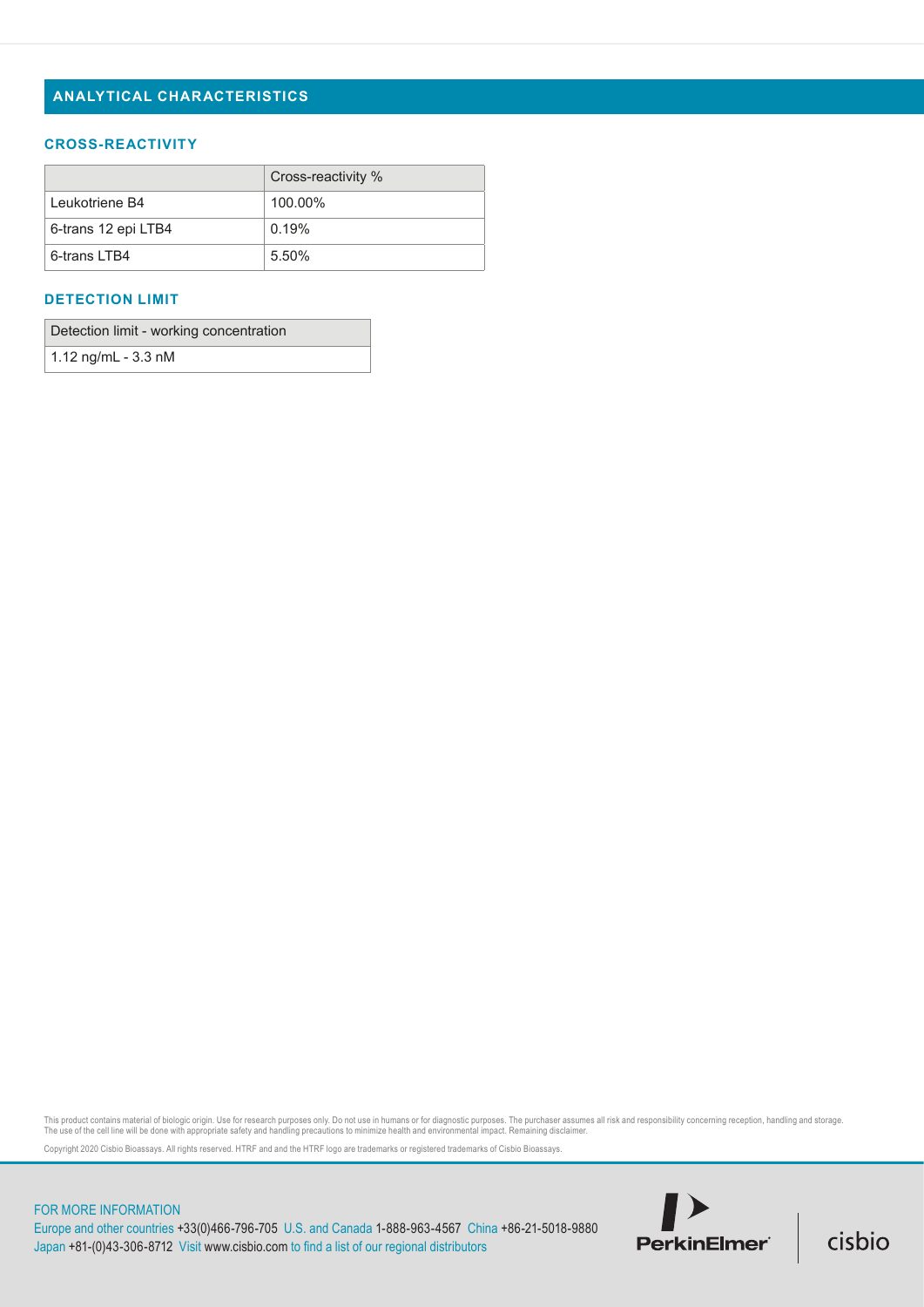## ANALYTICAL CHARACTERISTICS

### CROSS-REACTIVITY

| | Cross-reactivity % |
|---|---|
| Leukotriene B4 | 100.00% |
| 6-trans 12 epi LTB4 | 0.19% |
| 6-trans LTB4 | 5.50% |

### DETECTION LIMIT

| Detection limit - working concentration |
|---|
| 1.12 ng/mL - 3.3 nM |

This product contains material of biologic origin. Use for research purposes only. Do not use in humans or for diagnostic purposes. The purchaser assumes all risk and responsibility concerning reception, handling and storage. The use of the cell line will be done with appropriate safety and handling precautions to minimize health and environmental impact. Remaining disclaimer.

Copyright 2020 Cisbio Bioassays. All rights reserved. HTRF and and the HTRF logo are trademarks or registered trademarks of Cisbio Bioassays.

FOR MORE INFORMATION
Europe and other countries +33(0)466-796-705 U.S. and Canada 1-888-963-4567 China +86-21-5018-9880
Japan +81-(0)43-306-8712 Visit www.cisbio.com to find a list of our regional distributors

PerkinElmer | cisbio